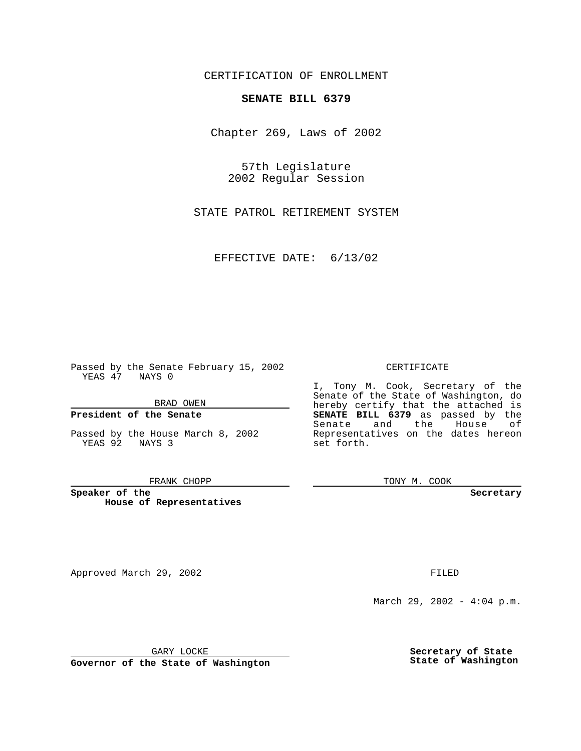CERTIFICATION OF ENROLLMENT

**SENATE BILL 6379**

Chapter 269, Laws of 2002

57th Legislature
2002 Regular Session

STATE PATROL RETIREMENT SYSTEM

EFFECTIVE DATE: 6/13/02

Passed by the Senate February 15, 2002
YEAS 47 NAYS 0

BRAD OWEN

**President of the Senate**

Passed by the House March 8, 2002
YEAS 92 NAYS 3

FRANK CHOPP

**Speaker of the House of Representatives**

CERTIFICATE

I, Tony M. Cook, Secretary of the Senate of the State of Washington, do hereby certify that the attached is **SENATE BILL 6379** as passed by the Senate and the House of Representatives on the dates hereon set forth.

TONY M. COOK

**Secretary**

Approved March 29, 2002

GARY LOCKE

**Governor of the State of Washington**

FILED

March 29, 2002 - 4:04 p.m.

**Secretary of State**
**State of Washington**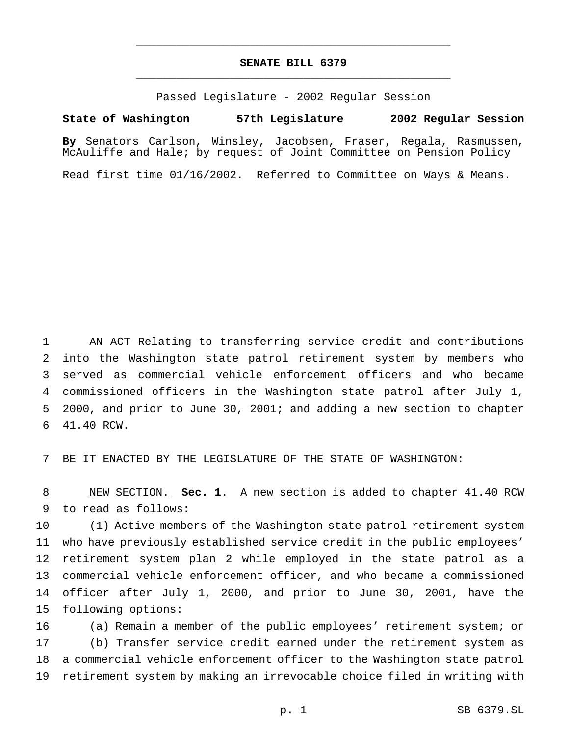# SENATE BILL 6379

Passed Legislature - 2002 Regular Session

**State of Washington 57th Legislature 2002 Regular Session**

**By** Senators Carlson, Winsley, Jacobsen, Fraser, Regala, Rasmussen, McAuliffe and Hale; by request of Joint Committee on Pension Policy

Read first time 01/16/2002. Referred to Committee on Ways & Means.

AN ACT Relating to transferring service credit and contributions into the Washington state patrol retirement system by members who served as commercial vehicle enforcement officers and who became commissioned officers in the Washington state patrol after July 1, 2000, and prior to June 30, 2001; and adding a new section to chapter 41.40 RCW.

BE IT ENACTED BY THE LEGISLATURE OF THE STATE OF WASHINGTON:

NEW SECTION. **Sec. 1.** A new section is added to chapter 41.40 RCW to read as follows:

(1) Active members of the Washington state patrol retirement system who have previously established service credit in the public employees' retirement system plan 2 while employed in the state patrol as a commercial vehicle enforcement officer, and who became a commissioned officer after July 1, 2000, and prior to June 30, 2001, have the following options:

(a) Remain a member of the public employees' retirement system; or

(b) Transfer service credit earned under the retirement system as a commercial vehicle enforcement officer to the Washington state patrol retirement system by making an irrevocable choice filed in writing with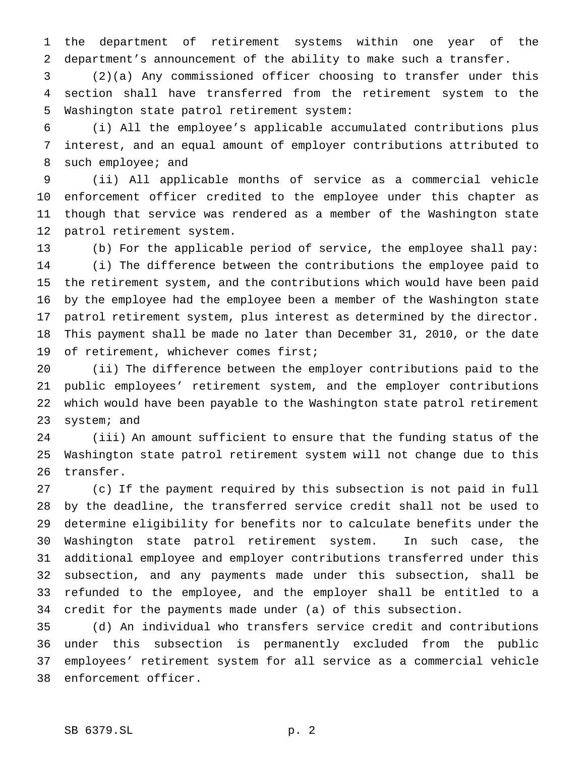the department of retirement systems within one year of the department's announcement of the ability to make such a transfer.

(2)(a) Any commissioned officer choosing to transfer under this section shall have transferred from the retirement system to the Washington state patrol retirement system:

(i) All the employee's applicable accumulated contributions plus interest, and an equal amount of employer contributions attributed to such employee; and

(ii) All applicable months of service as a commercial vehicle enforcement officer credited to the employee under this chapter as though that service was rendered as a member of the Washington state patrol retirement system.

(b) For the applicable period of service, the employee shall pay:

(i) The difference between the contributions the employee paid to the retirement system, and the contributions which would have been paid by the employee had the employee been a member of the Washington state patrol retirement system, plus interest as determined by the director. This payment shall be made no later than December 31, 2010, or the date of retirement, whichever comes first;

(ii) The difference between the employer contributions paid to the public employees' retirement system, and the employer contributions which would have been payable to the Washington state patrol retirement system; and

(iii) An amount sufficient to ensure that the funding status of the Washington state patrol retirement system will not change due to this transfer.

(c) If the payment required by this subsection is not paid in full by the deadline, the transferred service credit shall not be used to determine eligibility for benefits nor to calculate benefits under the Washington state patrol retirement system. In such case, the additional employee and employer contributions transferred under this subsection, and any payments made under this subsection, shall be refunded to the employee, and the employer shall be entitled to a credit for the payments made under (a) of this subsection.

(d) An individual who transfers service credit and contributions under this subsection is permanently excluded from the public employees' retirement system for all service as a commercial vehicle enforcement officer.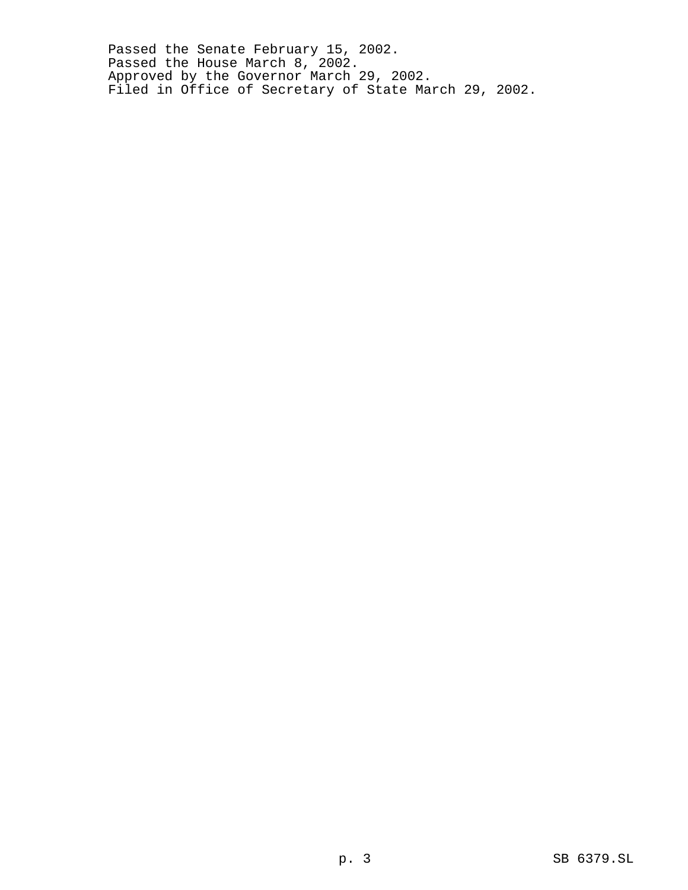Passed the Senate February 15, 2002.
Passed the House March 8, 2002.
Approved by the Governor March 29, 2002.
Filed in Office of Secretary of State March 29, 2002.